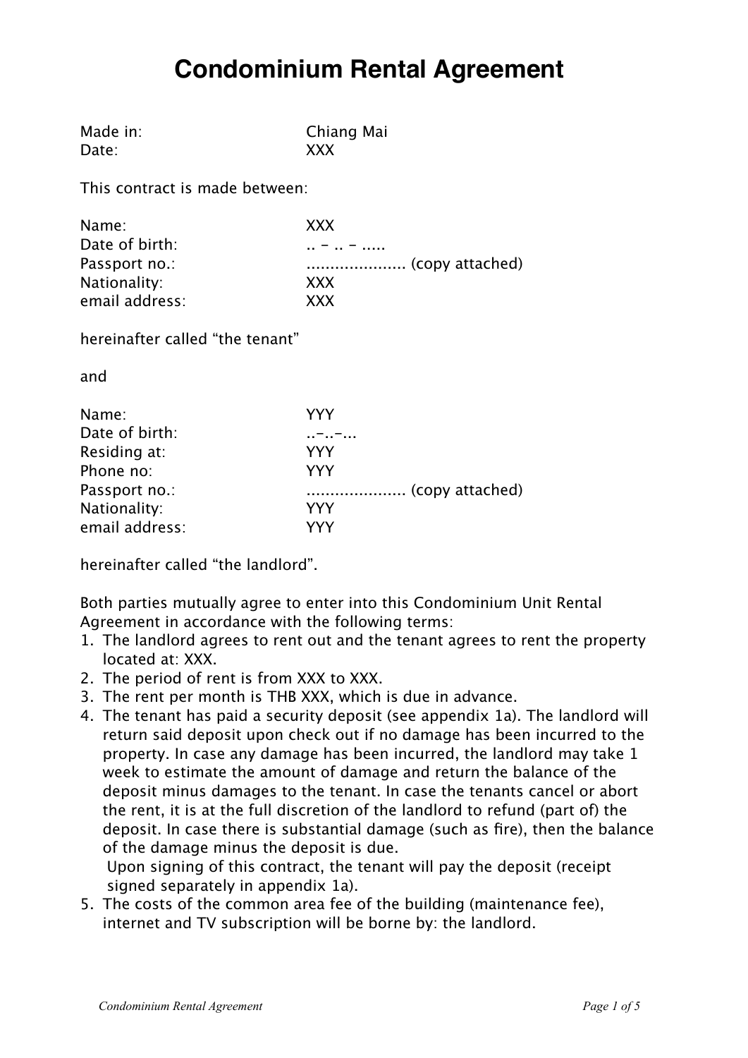# Condominium Rental Agreement

| | |
|---|---|
| Made in: | Chiang Mai |
| Date: | XXX |

This contract is made between:

| | |
|---|---|
| Name: | XXX |
| Date of birth: | .. – .. – ..... |
| Passport no.: | .................... (copy attached) |
| Nationality: | XXX |
| email address: | XXX |

hereinafter called "the tenant"

and

| | |
|---|---|
| Name: | YYY |
| Date of birth: | ..–..–... |
| Residing at: | YYY |
| Phone no: | YYY |
| Passport no.: | .................... (copy attached) |
| Nationality: | YYY |
| email address: | YYY |

hereinafter called "the landlord".

Both parties mutually agree to enter into this Condominium Unit Rental Agreement in accordance with the following terms:

1. The landlord agrees to rent out and the tenant agrees to rent the property located at: XXX.
2. The period of rent is from XXX to XXX.
3. The rent per month is THB XXX, which is due in advance.
4. The tenant has paid a security deposit (see appendix 1a). The landlord will return said deposit upon check out if no damage has been incurred to the property. In case any damage has been incurred, the landlord may take 1 week to estimate the amount of damage and return the balance of the deposit minus damages to the tenant. In case the tenants cancel or abort the rent, it is at the full discretion of the landlord to refund (part of) the deposit. In case there is substantial damage (such as fire), then the balance of the damage minus the deposit is due.
   Upon signing of this contract, the tenant will pay the deposit (receipt signed separately in appendix 1a).
5. The costs of the common area fee of the building (maintenance fee), internet and TV subscription will be borne by: the landlord.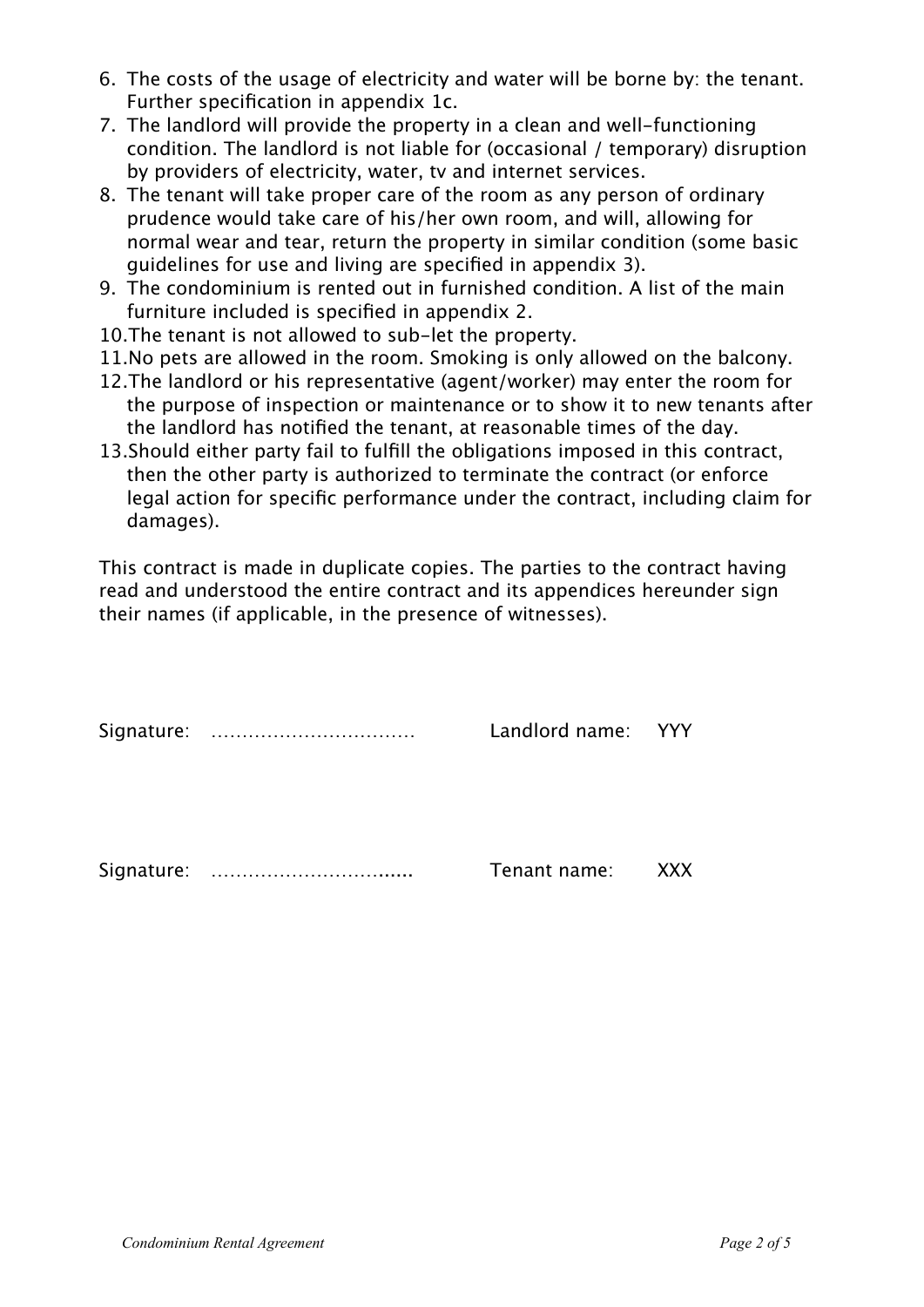6. The costs of the usage of electricity and water will be borne by: the tenant. Further specification in appendix 1c.
7. The landlord will provide the property in a clean and well-functioning condition. The landlord is not liable for (occasional / temporary) disruption by providers of electricity, water, tv and internet services.
8. The tenant will take proper care of the room as any person of ordinary prudence would take care of his/her own room, and will, allowing for normal wear and tear, return the property in similar condition (some basic guidelines for use and living are specified in appendix 3).
9. The condominium is rented out in furnished condition. A list of the main furniture included is specified in appendix 2.
10. The tenant is not allowed to sub-let the property.
11. No pets are allowed in the room. Smoking is only allowed on the balcony.
12. The landlord or his representative (agent/worker) may enter the room for the purpose of inspection or maintenance or to show it to new tenants after the landlord has notified the tenant, at reasonable times of the day.
13. Should either party fail to fulfill the obligations imposed in this contract, then the other party is authorized to terminate the contract (or enforce legal action for specific performance under the contract, including claim for damages).

This contract is made in duplicate copies. The parties to the contract having read and understood the entire contract and its appendices hereunder sign their names (if applicable, in the presence of witnesses).

Signature: ……………………………  Landlord name: YYY

Signature: ………………………......  Tenant name: XXX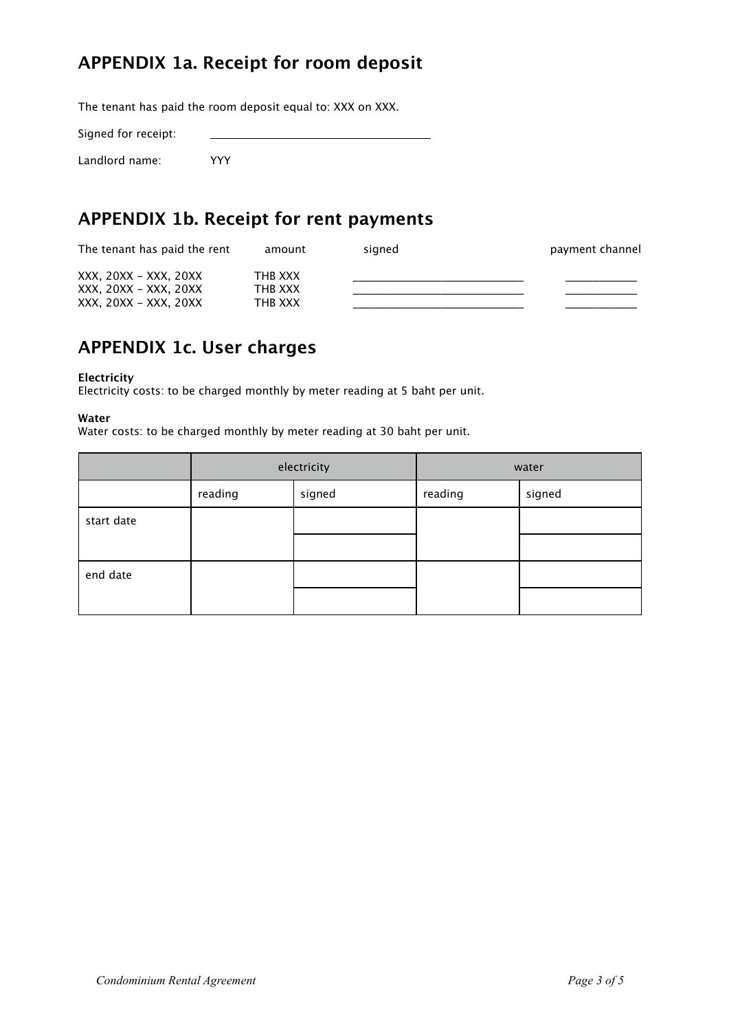## APPENDIX 1a. Receipt for room deposit

The tenant has paid the room deposit equal to: XXX on XXX.

Signed for receipt: ______________________________

Landlord name: YYY

## APPENDIX 1b. Receipt for rent payments

| The tenant has paid the rent | amount | signed | payment channel |
|---|---|---|---|
| XXX, 20XX – XXX, 20XX | THB XXX | ____________________________ | ____________ |
| XXX, 20XX – XXX, 20XX | THB XXX | ____________________________ | ____________ |
| XXX, 20XX – XXX, 20XX | THB XXX | ____________________________ | ____________ |

## APPENDIX 1c. User charges

**Electricity**
Electricity costs: to be charged monthly by meter reading at 5 baht per unit.

**Water**
Water costs: to be charged monthly by meter reading at 30 baht per unit.

| | electricity | | water | |
|---|---|---|---|---|
| | reading | signed | reading | signed |
| start date | | | | |
| | | | | |
| end date | | | | |
| | | | | |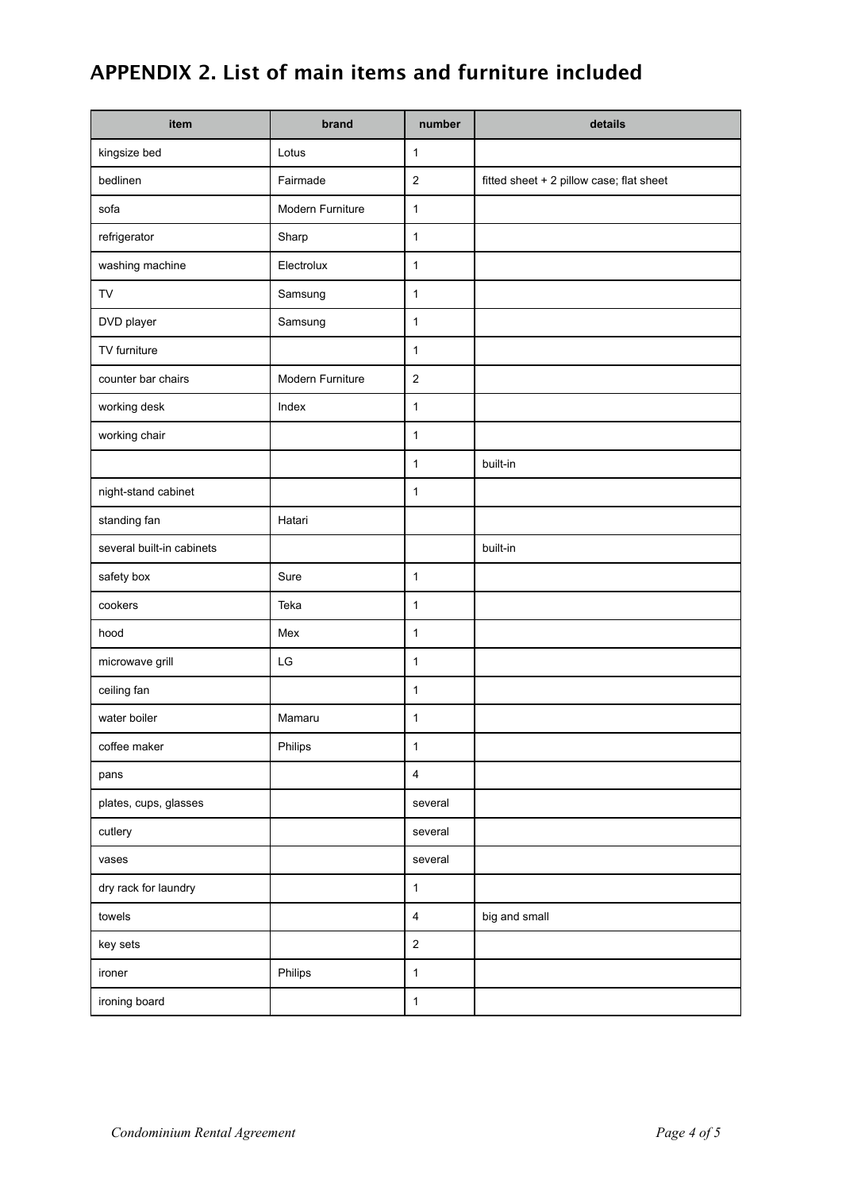# APPENDIX 2. List of main items and furniture included

| item | brand | number | details |
|---|---|---|---|
| kingsize bed | Lotus | 1 | |
| bedlinen | Fairmade | 2 | fitted sheet + 2 pillow case; flat sheet |
| sofa | Modern Furniture | 1 | |
| refrigerator | Sharp | 1 | |
| washing machine | Electrolux | 1 | |
| TV | Samsung | 1 | |
| DVD player | Samsung | 1 | |
| TV furniture | | 1 | |
| counter bar chairs | Modern Furniture | 2 | |
| working desk | Index | 1 | |
| working chair | | 1 | |
| | | 1 | built-in |
| night-stand cabinet | | 1 | |
| standing fan | Hatari | | |
| several built-in cabinets | | | built-in |
| safety box | Sure | 1 | |
| cookers | Teka | 1 | |
| hood | Mex | 1 | |
| microwave grill | LG | 1 | |
| ceiling fan | | 1 | |
| water boiler | Mamaru | 1 | |
| coffee maker | Philips | 1 | |
| pans | | 4 | |
| plates, cups, glasses | | several | |
| cutlery | | several | |
| vases | | several | |
| dry rack for laundry | | 1 | |
| towels | | 4 | big and small |
| key sets | | 2 | |
| ironer | Philips | 1 | |
| ironing board | | 1 | |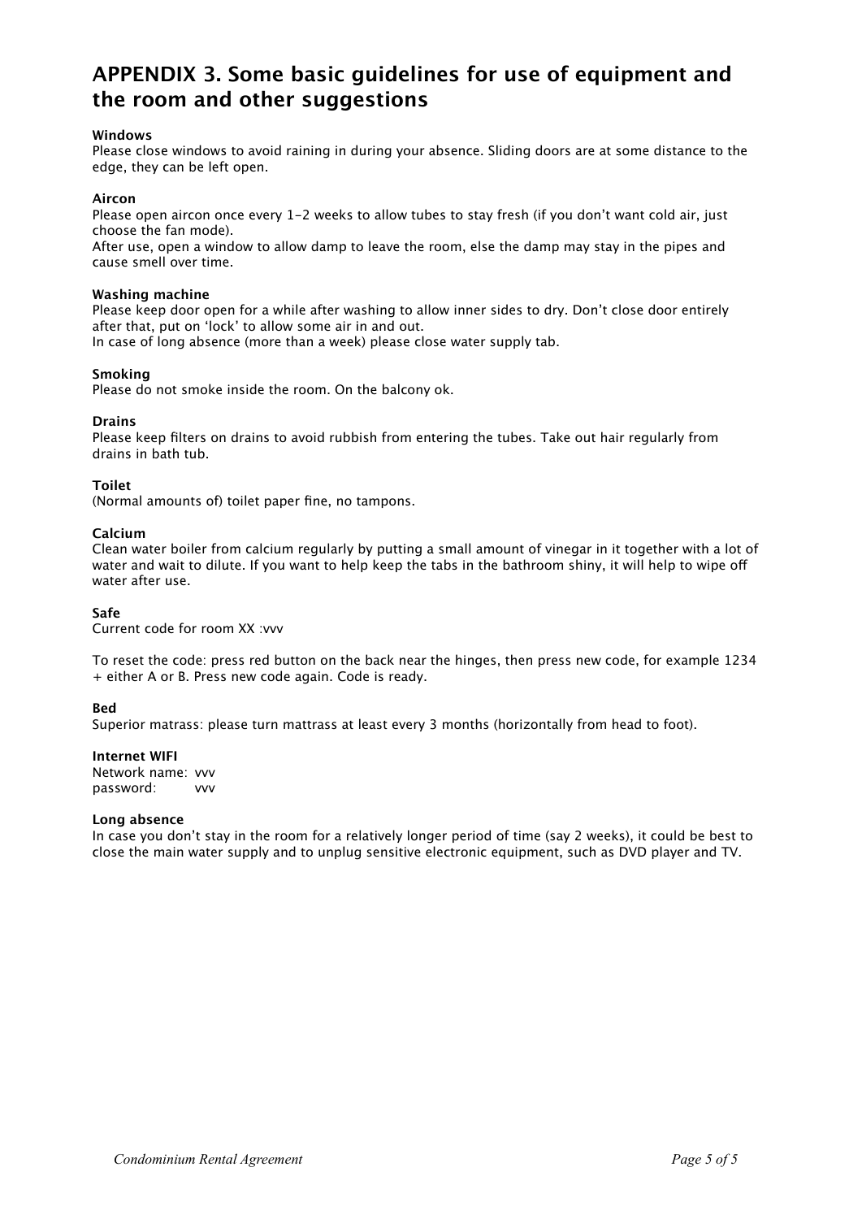## APPENDIX 3. Some basic guidelines for use of equipment and the room and other suggestions

**Windows**
Please close windows to avoid raining in during your absence. Sliding doors are at some distance to the edge, they can be left open.

**Aircon**
Please open aircon once every 1-2 weeks to allow tubes to stay fresh (if you don't want cold air, just choose the fan mode).
After use, open a window to allow damp to leave the room, else the damp may stay in the pipes and cause smell over time.

**Washing machine**
Please keep door open for a while after washing to allow inner sides to dry. Don't close door entirely after that, put on 'lock' to allow some air in and out.
In case of long absence (more than a week) please close water supply tab.

**Smoking**
Please do not smoke inside the room. On the balcony ok.

**Drains**
Please keep filters on drains to avoid rubbish from entering the tubes. Take out hair regularly from drains in bath tub.

**Toilet**
(Normal amounts of) toilet paper fine, no tampons.

**Calcium**
Clean water boiler from calcium regularly by putting a small amount of vinegar in it together with a lot of water and wait to dilute. If you want to help keep the tabs in the bathroom shiny, it will help to wipe off water after use.

**Safe**
Current code for room XX :vvv

To reset the code: press red button on the back near the hinges, then press new code, for example 1234 + either A or B. Press new code again. Code is ready.

**Bed**
Superior matrass: please turn mattrass at least every 3 months (horizontally from head to foot).

**Internet WIFI**
Network name: vvv
password: vvv

**Long absence**
In case you don't stay in the room for a relatively longer period of time (say 2 weeks), it could be best to close the main water supply and to unplug sensitive electronic equipment, such as DVD player and TV.